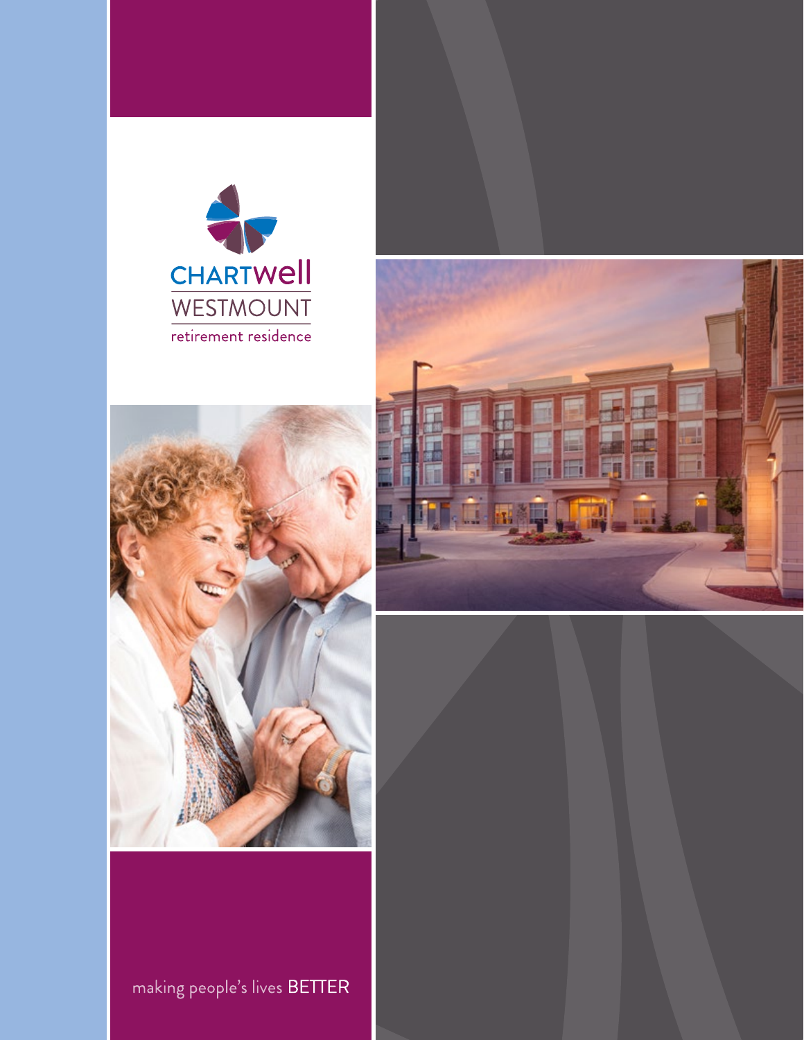# CHARTWell
## WESTMOUNT
retirement residence

making people's lives BETTER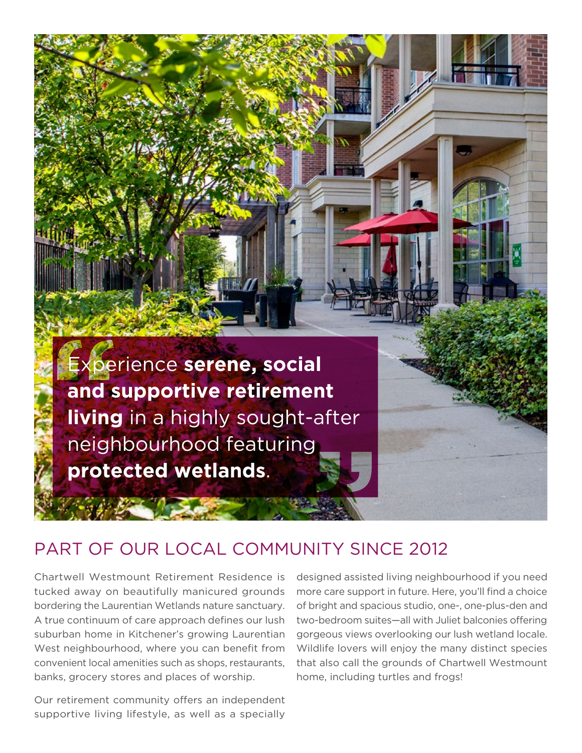> Experience **serene, social and supportive retirement living** in a highly sought-after neighbourhood featuring **protected wetlands**.

## PART OF OUR LOCAL COMMUNITY SINCE 2012

Chartwell Westmount Retirement Residence is tucked away on beautifully manicured grounds bordering the Laurentian Wetlands nature sanctuary. A true continuum of care approach defines our lush suburban home in Kitchener's growing Laurentian West neighbourhood, where you can benefit from convenient local amenities such as shops, restaurants, banks, grocery stores and places of worship.

Our retirement community offers an independent supportive living lifestyle, as well as a specially designed assisted living neighbourhood if you need more care support in future. Here, you'll find a choice of bright and spacious studio, one-, one-plus-den and two-bedroom suites—all with Juliet balconies offering gorgeous views overlooking our lush wetland locale. Wildlife lovers will enjoy the many distinct species that also call the grounds of Chartwell Westmount home, including turtles and frogs!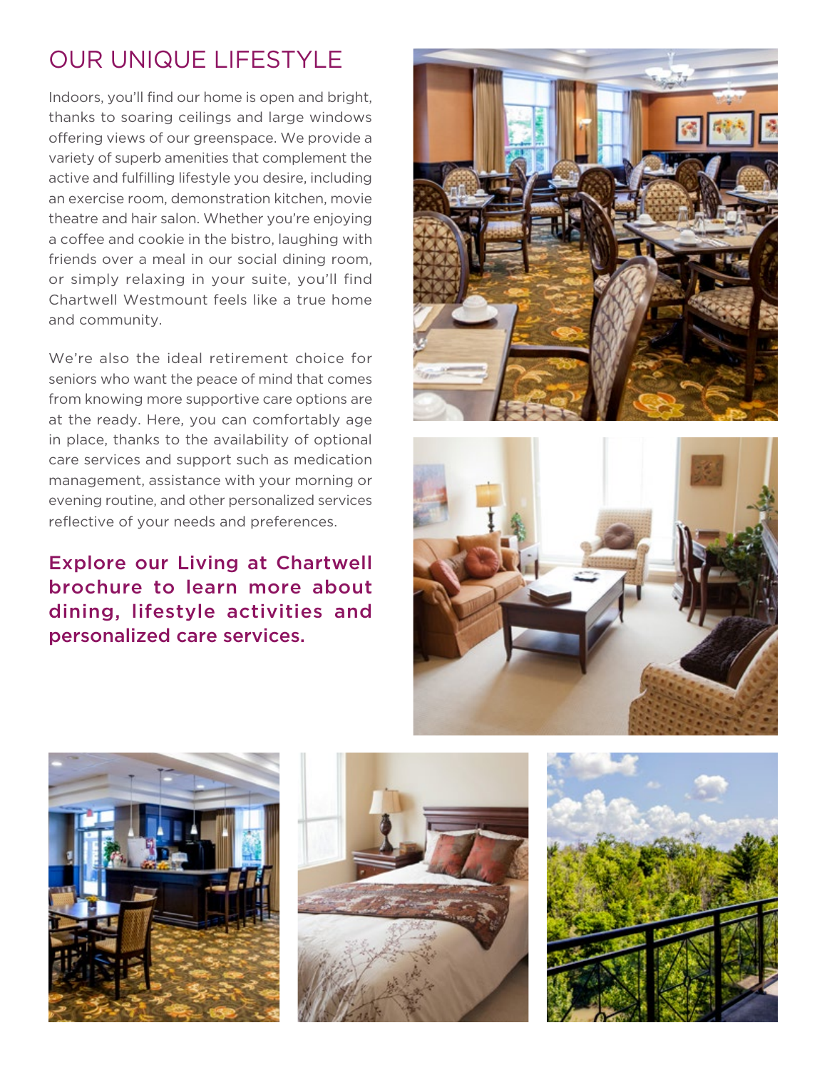# OUR UNIQUE LIFESTYLE

Indoors, you'll find our home is open and bright, thanks to soaring ceilings and large windows offering views of our greenspace. We provide a variety of superb amenities that complement the active and fulfilling lifestyle you desire, including an exercise room, demonstration kitchen, movie theatre and hair salon. Whether you're enjoying a coffee and cookie in the bistro, laughing with friends over a meal in our social dining room, or simply relaxing in your suite, you'll find Chartwell Westmount feels like a true home and community.

We're also the ideal retirement choice for seniors who want the peace of mind that comes from knowing more supportive care options are at the ready. Here, you can comfortably age in place, thanks to the availability of optional care services and support such as medication management, assistance with your morning or evening routine, and other personalized services reflective of your needs and preferences.

**Explore our Living at Chartwell brochure to learn more about dining, lifestyle activities and personalized care services.**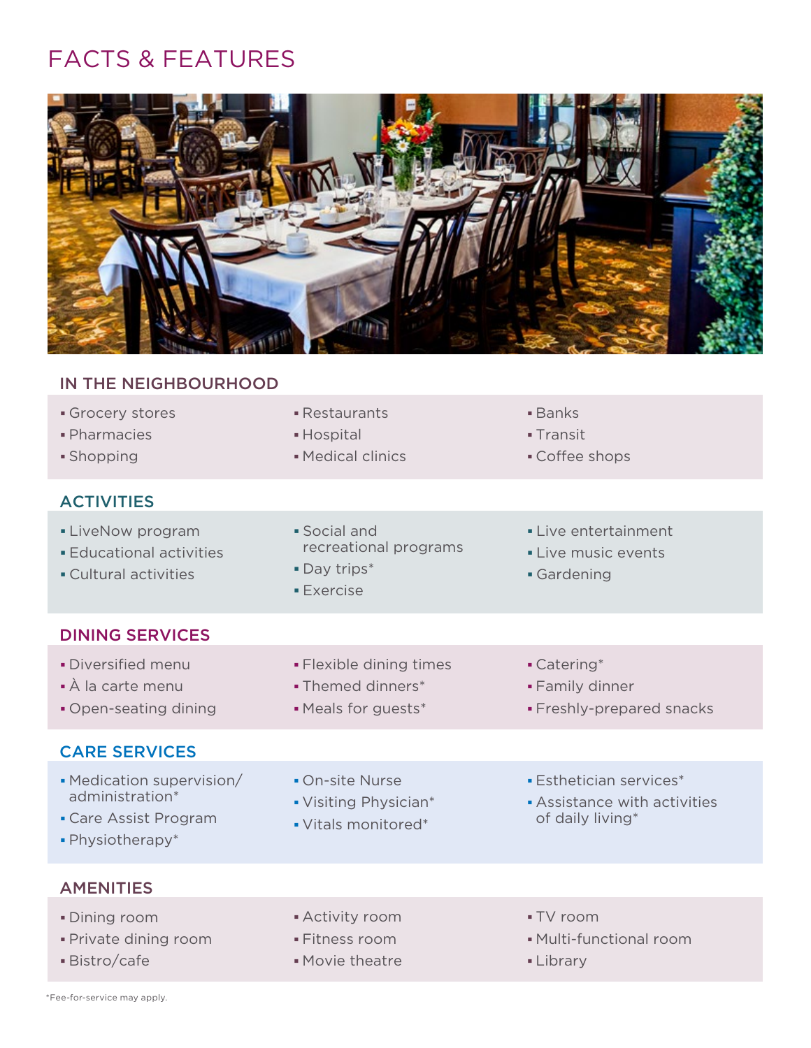# FACTS & FEATURES

## IN THE NEIGHBOURHOOD

- Grocery stores
- Pharmacies
- Shopping
- Restaurants
- Hospital
- Medical clinics
- Banks
- Transit
- Coffee shops

## ACTIVITIES

- LiveNow program
- Educational activities
- Cultural activities
- Social and recreational programs
- Day trips*
- Exercise
- Live entertainment
- Live music events
- Gardening

## DINING SERVICES

- Diversified menu
- À la carte menu
- Open-seating dining
- Flexible dining times
- Themed dinners*
- Meals for guests*
- Catering*
- Family dinner
- Freshly-prepared snacks

## CARE SERVICES

- Medication supervision/ administration*
- Care Assist Program
- Physiotherapy*
- On-site Nurse
- Visiting Physician*
- Vitals monitored*
- Esthetician services*
- Assistance with activities of daily living*

## AMENITIES

- Dining room
- Private dining room
- Bistro/cafe
- Activity room
- Fitness room
- Movie theatre
- TV room
- Multi-functional room
- Library

*Fee-for-service may apply.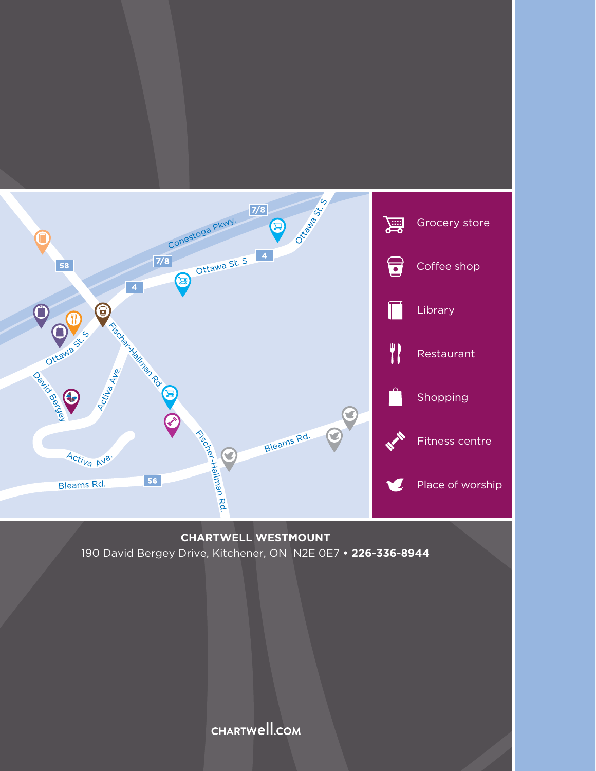Conestoga Pkwy.

7/8

Ottawa St. S

4

58

Fischer-Hallman Rd.

Ottawa St. S

David Bergey

Activa Ave.

Activa Ave.

Bleams Rd.

56

Bleams Rd.

Grocery store

Coffee shop

Library

Restaurant

Shopping

Fitness centre

Place of worship

**CHARTWELL WESTMOUNT**

190 David Bergey Drive, Kitchener, ON N2E 0E7 • **226-336-8944**

CHARTWELL.COM